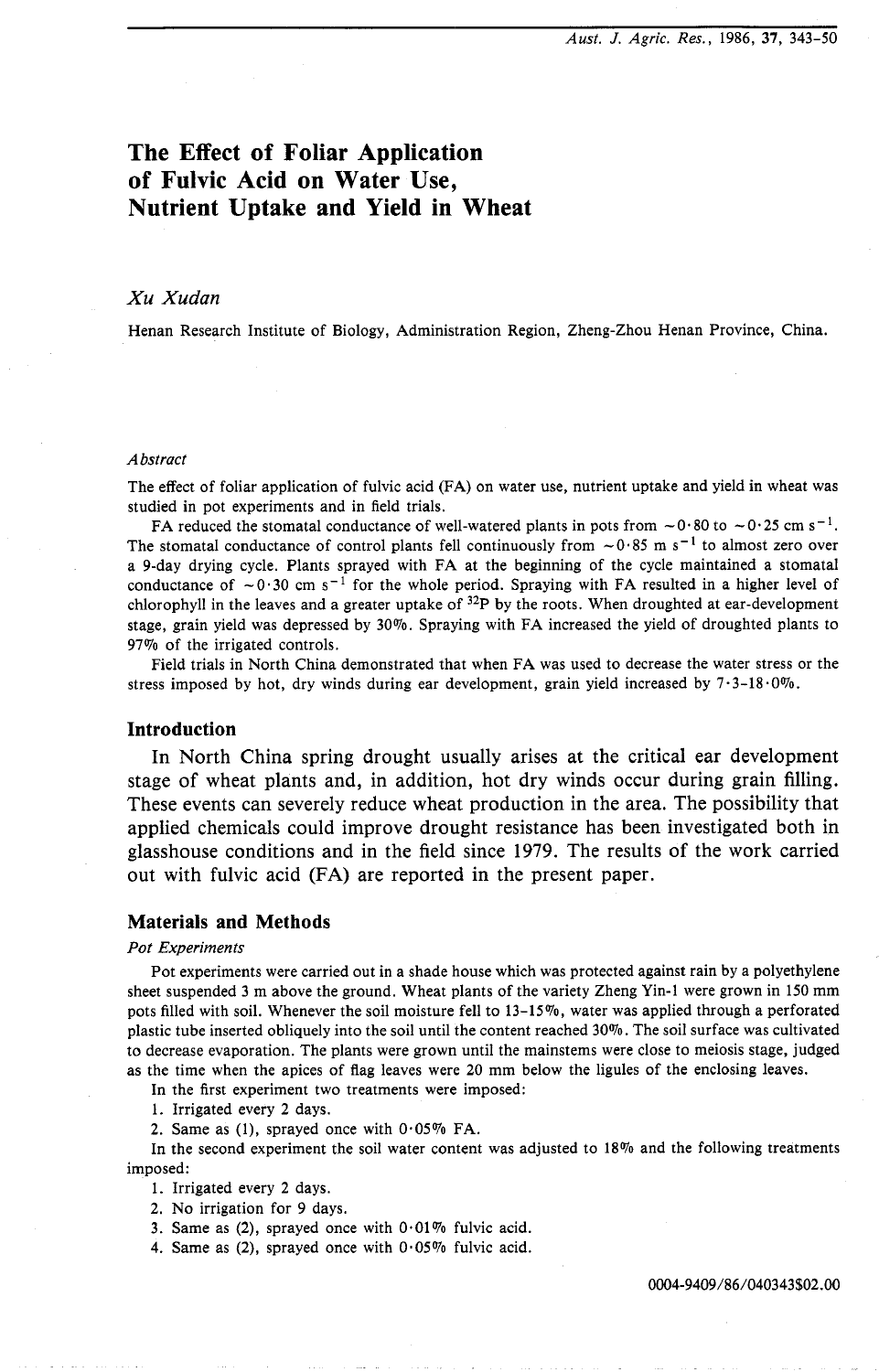# The Effect of Foliar Application of Fulvic Acid on Water Use, Nutrient Uptake and Yield in Wheat

*Xu Xudan*

Henan Research Institute of Biology, Administration Region, Zheng-Zhou Henan Province, China.

### *Abstract*

The effect of foliar application of fulvic acid (FA) on water use, nutrient uptake and yield in wheat was studied in pot experiments and in field trials.

FA reduced the stomatal conductance of well-watered plants in pots from $\sim 0 \cdot 80$ to $\sim 0 \cdot 25$ cm $s^{-1}$. The stomatal conductance of control plants fell continuously from $\sim 0 \cdot 85$ m $s^{-1}$ to almost zero over a 9-day drying cycle. Plants sprayed with FA at the beginning of the cycle maintained a stomatal conductance of $\sim 0 \cdot 30$ cm $s^{-1}$ for the whole period. Spraying with FA resulted in a higher level of chlorophyll in the leaves and a greater uptake of $^{32}P$ by the roots. When droughted at ear-development stage, grain yield was depressed by 30%. Spraying with FA increased the yield of droughted plants to 97% of the irrigated controls.

Field trials in North China demonstrated that when FA was used to decrease the water stress or the stress imposed by hot, dry winds during ear development, grain yield increased by 7·3–18·0%.

## Introduction

In North China spring drought usually arises at the critical ear development stage of wheat plants and, in addition, hot dry winds occur during grain filling. These events can severely reduce wheat production in the area. The possibility that applied chemicals could improve drought resistance has been investigated both in glasshouse conditions and in the field since 1979. The results of the work carried out with fulvic acid (FA) are reported in the present paper.

## Materials and Methods

### *Pot Experiments*

Pot experiments were carried out in a shade house which was protected against rain by a polyethylene sheet suspended 3 m above the ground. Wheat plants of the variety Zheng Yin-1 were grown in 150 mm pots filled with soil. Whenever the soil moisture fell to 13–15%, water was applied through a perforated plastic tube inserted obliquely into the soil until the content reached 30%. The soil surface was cultivated to decrease evaporation. The plants were grown until the mainstems were close to meiosis stage, judged as the time when the apices of flag leaves were 20 mm below the ligules of the enclosing leaves.

In the first experiment two treatments were imposed:

1. Irrigated every 2 days.
2. Same as (1), sprayed once with 0·05% FA.

In the second experiment the soil water content was adjusted to 18% and the following treatments imposed:

1. Irrigated every 2 days.
2. No irrigation for 9 days.
3. Same as (2), sprayed once with 0·01% fulvic acid.
4. Same as (2), sprayed once with 0·05% fulvic acid.

0004-9409/86/040343$02.00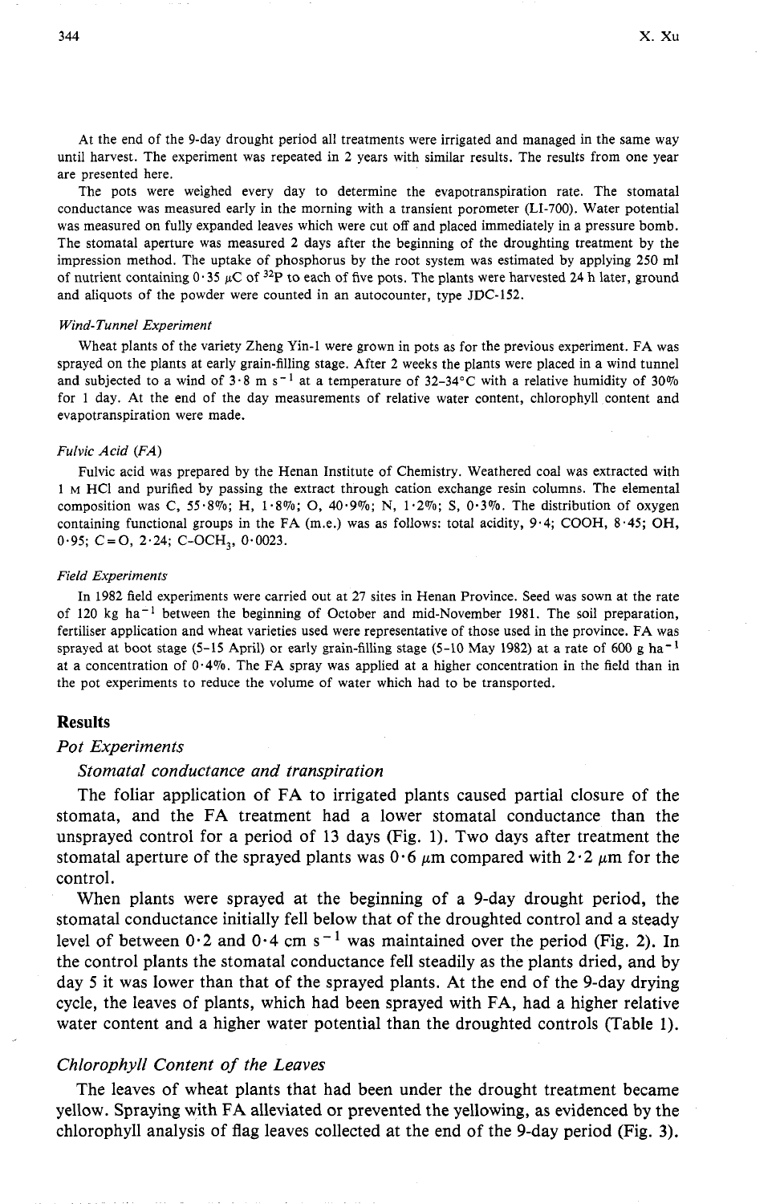At the end of the 9-day drought period all treatments were irrigated and managed in the same way until harvest. The experiment was repeated in 2 years with similar results. The results from one year are presented here.

The pots were weighed every day to determine the evapotranspiration rate. The stomatal conductance was measured early in the morning with a transient porometer (LI-700). Water potential was measured on fully expanded leaves which were cut off and placed immediately in a pressure bomb. The stomatal aperture was measured 2 days after the beginning of the droughting treatment by the impression method. The uptake of phosphorus by the root system was estimated by applying 250 ml of nutrient containing 0·35 $\mu$C of $^{32}P$ to each of five pots. The plants were harvested 24 h later, ground and aliquots of the powder were counted in an autocounter, type JDC-152.

#### *Wind-Tunnel Experiment*

Wheat plants of the variety Zheng Yin-1 were grown in pots as for the previous experiment. FA was sprayed on the plants at early grain-filling stage. After 2 weeks the plants were placed in a wind tunnel and subjected to a wind of 3·8 m $s^{-1}$ at a temperature of 32–34°C with a relative humidity of 30% for 1 day. At the end of the day measurements of relative water content, chlorophyll content and evapotranspiration were made.

#### *Fulvic Acid (FA)*

Fulvic acid was prepared by the Henan Institute of Chemistry. Weathered coal was extracted with 1 M HCl and purified by passing the extract through cation exchange resin columns. The elemental composition was C, 55·8%; H, 1·8%; O, 40·9%; N, 1·2%; S, 0·3%. The distribution of oxygen containing functional groups in the FA (m.e.) was as follows: total acidity, 9·4; COOH, 8·45; OH, 0·95; C=O, 2·24; C-$OCH_3$, 0·0023.

#### *Field Experiments*

In 1982 field experiments were carried out at 27 sites in Henan Province. Seed was sown at the rate of 120 kg $ha^{-1}$ between the beginning of October and mid-November 1981. The soil preparation, fertiliser application and wheat varieties used were representative of those used in the province. FA was sprayed at boot stage (5–15 April) or early grain-filling stage (5–10 May 1982) at a rate of 600 g $ha^{-1}$ at a concentration of 0·4%. The FA spray was applied at a higher concentration in the field than in the pot experiments to reduce the volume of water which had to be transported.

## Results

### *Pot Experiments*

#### *Stomatal conductance and transpiration*

The foliar application of FA to irrigated plants caused partial closure of the stomata, and the FA treatment had a lower stomatal conductance than the unsprayed control for a period of 13 days (Fig. 1). Two days after treatment the stomatal aperture of the sprayed plants was 0·6 $\mu$m compared with 2·2 $\mu$m for the control.

When plants were sprayed at the beginning of a 9-day drought period, the stomatal conductance initially fell below that of the droughted control and a steady level of between 0·2 and 0·4 cm $s^{-1}$ was maintained over the period (Fig. 2). In the control plants the stomatal conductance fell steadily as the plants dried, and by day 5 it was lower than that of the sprayed plants. At the end of the 9-day drying cycle, the leaves of plants, which had been sprayed with FA, had a higher relative water content and a higher water potential than the droughted controls (Table 1).

### *Chlorophyll Content of the Leaves*

The leaves of wheat plants that had been under the drought treatment became yellow. Spraying with FA alleviated or prevented the yellowing, as evidenced by the chlorophyll analysis of flag leaves collected at the end of the 9-day period (Fig. 3).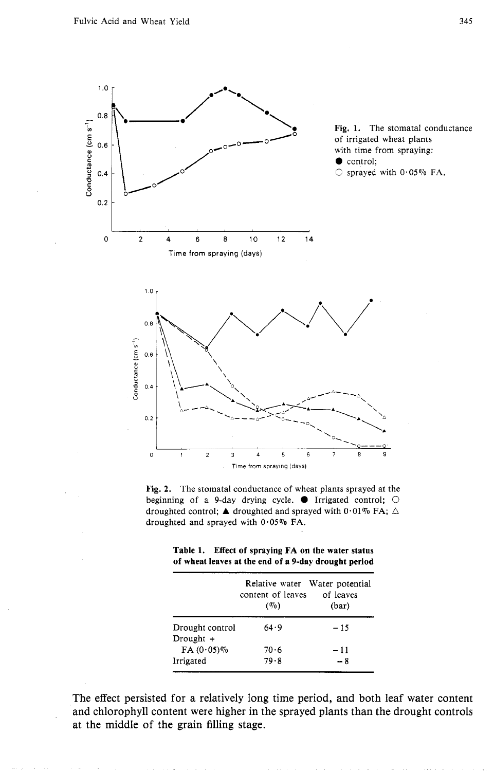Fig. 1. The stomatal conductance of irrigated wheat plants with time from spraying: ● control; ○ sprayed with 0·05% FA.

Fig. 2. The stomatal conductance of wheat plants sprayed at the beginning of a 9-day drying cycle. ● Irrigated control; ○ droughted control; ▲ droughted and sprayed with 0·01% FA; △ droughted and sprayed with 0·05% FA.

**Table 1. Effect of spraying FA on the water status of wheat leaves at the end of a 9-day drought period**

| | Relative water content of leaves (%) | Water potential of leaves (bar) |
|---|---|---|
| Drought control | 64·9 | −15 |
| Drought + FA (0·05)% | 70·6 | −11 |
| Irrigated | 79·8 | −8 |

The effect persisted for a relatively long time period, and both leaf water content and chlorophyll content were higher in the sprayed plants than the drought controls at the middle of the grain filling stage.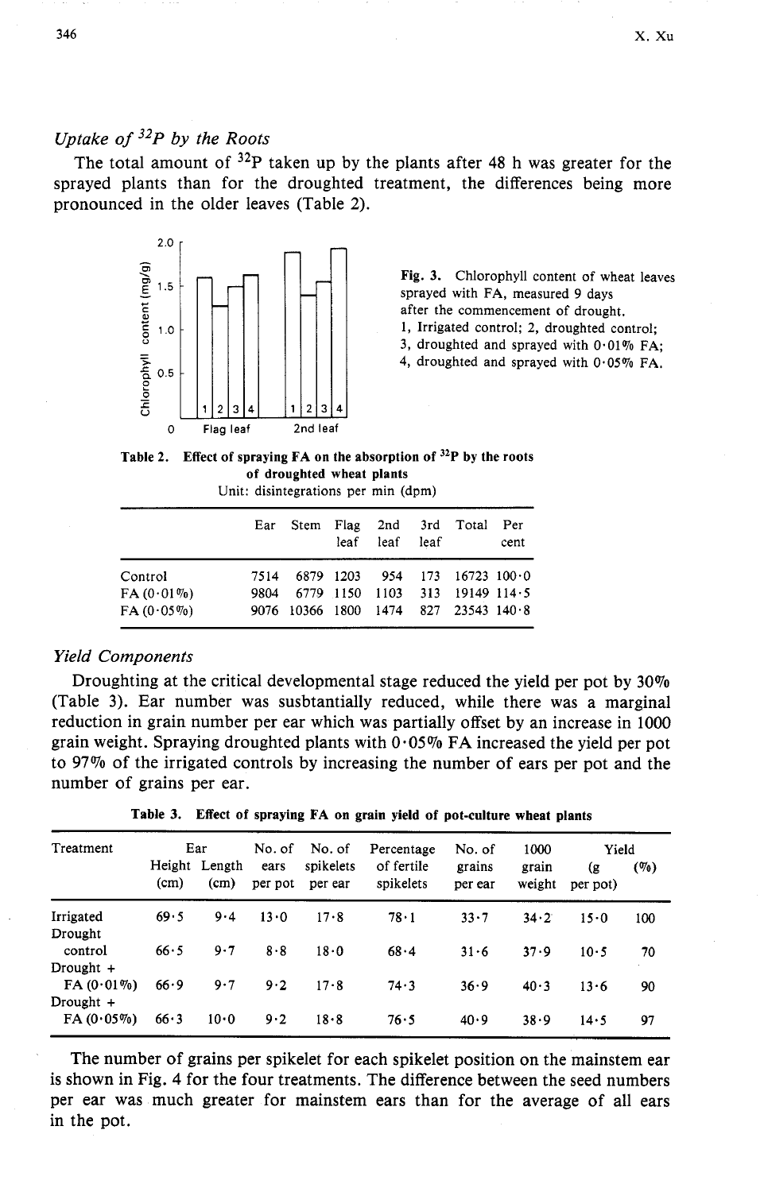### *Uptake of $^{32}P$ by the Roots*

The total amount of $^{32}P$ taken up by the plants after 48 h was greater for the sprayed plants than for the droughted treatment, the differences being more pronounced in the older leaves (Table 2).

**Fig. 3.** Chlorophyll content of wheat leaves sprayed with FA, measured 9 days after the commencement of drought. 1, Irrigated control; 2, droughted control; 3, droughted and sprayed with 0·01% FA; 4, droughted and sprayed with 0·05% FA.

**Table 2. Effect of spraying FA on the absorption of $^{32}P$ by the roots of droughted wheat plants**

Unit: disintegrations per min (dpm)

| | Ear | Stem | Flag leaf | 2nd leaf | 3rd leaf | Total | Per cent |
|---|---|---|---|---|---|---|---|
| Control | 7514 | 6879 | 1203 | 954 | 173 | 16723 | 100·0 |
| FA (0·01%) | 9804 | 6779 | 1150 | 1103 | 313 | 19149 | 114·5 |
| FA (0·05%) | 9076 | 10366 | 1800 | 1474 | 827 | 23543 | 140·8 |

### *Yield Components*

Droughting at the critical developmental stage reduced the yield per pot by 30% (Table 3). Ear number was susbtantially reduced, while there was a marginal reduction in grain number per ear which was partially offset by an increase in 1000 grain weight. Spraying droughted plants with 0·05% FA increased the yield per pot to 97% of the irrigated controls by increasing the number of ears per pot and the number of grains per ear.

**Table 3. Effect of spraying FA on grain yield of pot-culture wheat plants**

| Treatment | Ear Height (cm) | Ear Length (cm) | No. of ears per pot | No. of spikelets per ear | Percentage of fertile spikelets | No. of grains per ear | 1000 grain weight | Yield (g per pot) | Yield (%) |
|---|---|---|---|---|---|---|---|---|---|
| Irrigated | 69·5 | 9·4 | 13·0 | 17·8 | 78·1 | 33·7 | 34·2 | 15·0 | 100 |
| Drought control | 66·5 | 9·7 | 8·8 | 18·0 | 68·4 | 31·6 | 37·9 | 10·5 | 70 |
| Drought + FA (0·01%) | 66·9 | 9·7 | 9·2 | 17·8 | 74·3 | 36·9 | 40·3 | 13·6 | 90 |
| Drought + FA (0·05%) | 66·3 | 10·0 | 9·2 | 18·8 | 76·5 | 40·9 | 38·9 | 14·5 | 97 |

The number of grains per spikelet for each spikelet position on the mainstem ear is shown in Fig. 4 for the four treatments. The difference between the seed numbers per ear was much greater for mainstem ears than for the average of all ears in the pot.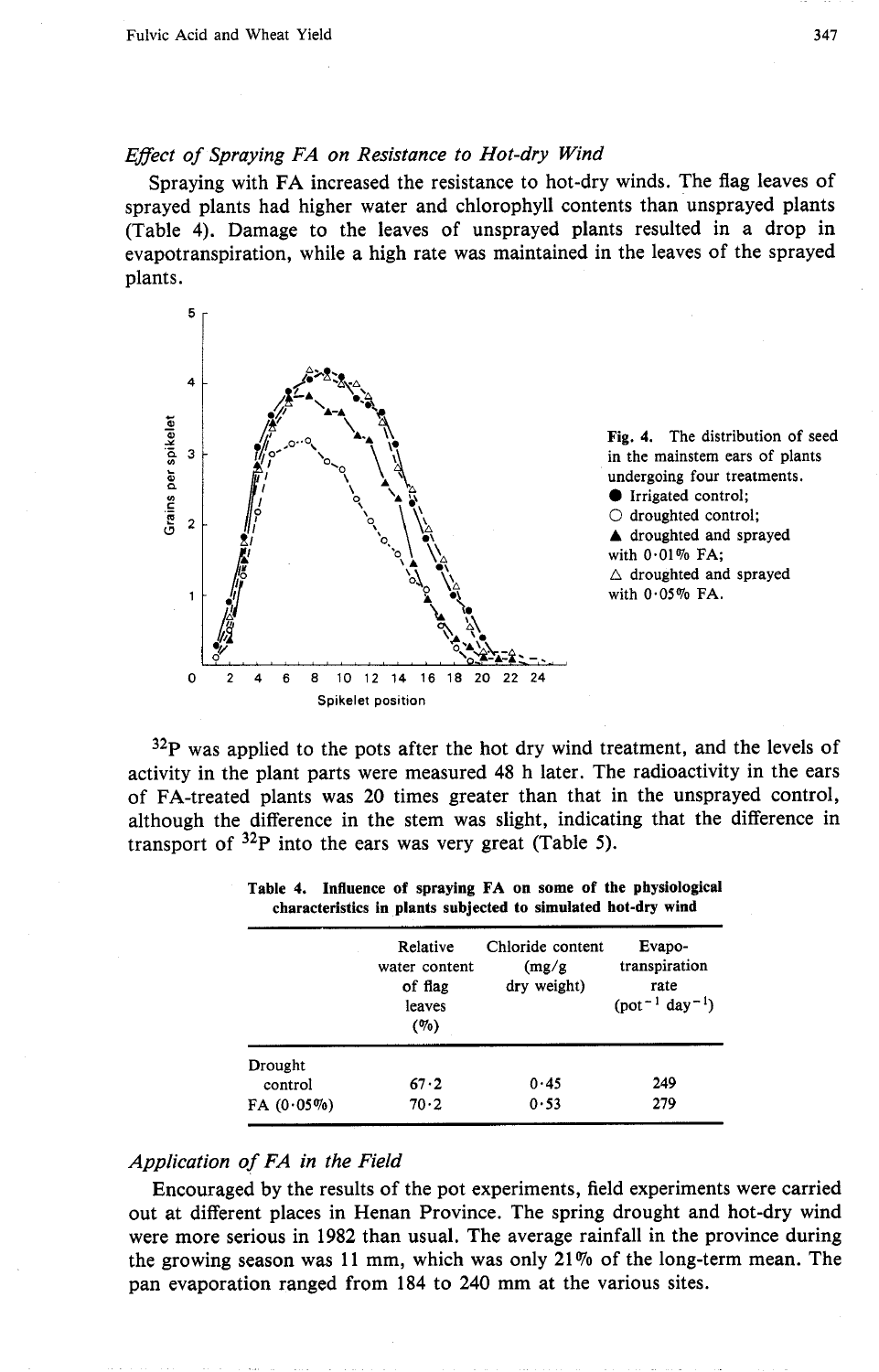### *Effect of Spraying FA on Resistance to Hot-dry Wind*

Spraying with FA increased the resistance to hot-dry winds. The flag leaves of sprayed plants had higher water and chlorophyll contents than unsprayed plants (Table 4). Damage to the leaves of unsprayed plants resulted in a drop in evapotranspiration, while a high rate was maintained in the leaves of the sprayed plants.

**Fig. 4.** The distribution of seed in the mainstem ears of plants undergoing four treatments. ● Irrigated control; ○ droughted control; ▲ droughted and sprayed with 0·01% FA; △ droughted and sprayed with 0·05% FA.

$^{32}P$ was applied to the pots after the hot dry wind treatment, and the levels of activity in the plant parts were measured 48 h later. The radioactivity in the ears of FA-treated plants was 20 times greater than that in the unsprayed control, although the difference in the stem was slight, indicating that the difference in transport of $^{32}P$ into the ears was very great (Table 5).

**Table 4. Influence of spraying FA on some of the physiological characteristics in plants subjected to simulated hot-dry wind**

| | Relative water content of flag leaves (%) | Chloride content (mg/g dry weight) | Evapo-transpiration rate ($pot^{-1}$ $day^{-1}$) |
|---|---|---|---|
| Drought | | | |
| control | 67·2 | 0·45 | 249 |
| FA (0·05%) | 70·2 | 0·53 | 279 |

### *Application of FA in the Field*

Encouraged by the results of the pot experiments, field experiments were carried out at different places in Henan Province. The spring drought and hot-dry wind were more serious in 1982 than usual. The average rainfall in the province during the growing season was 11 mm, which was only 21% of the long-term mean. The pan evaporation ranged from 184 to 240 mm at the various sites.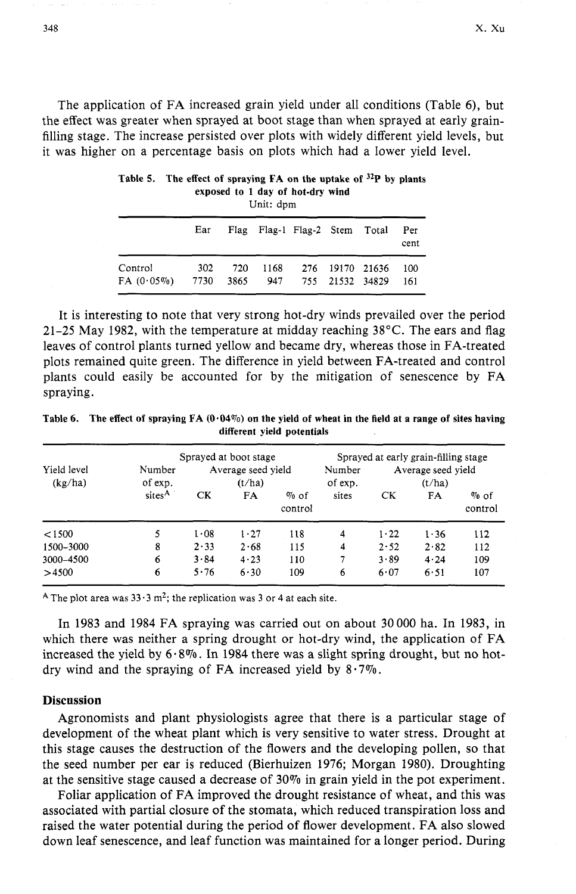The application of FA increased grain yield under all conditions (Table 6), but the effect was greater when sprayed at boot stage than when sprayed at early grain-filling stage. The increase persisted over plots with widely different yield levels, but it was higher on a percentage basis on plots which had a lower yield level.

**Table 5. The effect of spraying FA on the uptake of $^{32}P$ by plants exposed to 1 day of hot-dry wind**
Unit: dpm

| | Ear | Flag | Flag-1 | Flag-2 | Stem | Total | Per cent |
|---|---|---|---|---|---|---|---|
| Control | 302 | 720 | 1168 | 276 | 19170 | 21636 | 100 |
| FA (0·05%) | 7730 | 3865 | 947 | 755 | 21532 | 34829 | 161 |

It is interesting to note that very strong hot-dry winds prevailed over the period 21–25 May 1982, with the temperature at midday reaching 38°C. The ears and flag leaves of control plants turned yellow and became dry, whereas those in FA-treated plots remained quite green. The difference in yield between FA-treated and control plants could easily be accounted for by the mitigation of senescence by FA spraying.

**Table 6. The effect of spraying FA (0·04%) on the yield of wheat in the field at a range of sites having different yield potentials**

| Yield level (kg/ha) | Sprayed at boot stage | | | | Sprayed at early grain-filling stage | | | |
|---|---|---|---|---|---|---|---|---|
| | Number of exp. sites[A] | Average seed yield (t/ha) CK | FA | % of control | Number of exp. sites | Average seed yield (t/ha) CK | FA | % of control |
| <1500 | 5 | 1·08 | 1·27 | 118 | 4 | 1·22 | 1·36 | 112 |
| 1500–3000 | 8 | 2·33 | 2·68 | 115 | 4 | 2·52 | 2·82 | 112 |
| 3000–4500 | 6 | 3·84 | 4·23 | 110 | 7 | 3·89 | 4·24 | 109 |
| >4500 | 6 | 5·76 | 6·30 | 109 | 6 | 6·07 | 6·51 | 107 |

[A] The plot area was 33·3 $m^2$; the replication was 3 or 4 at each site.

In 1983 and 1984 FA spraying was carried out on about 30 000 ha. In 1983, in which there was neither a spring drought or hot-dry wind, the application of FA increased the yield by 6·8%. In 1984 there was a slight spring drought, but no hot-dry wind and the spraying of FA increased yield by 8·7%.

## Discussion

Agronomists and plant physiologists agree that there is a particular stage of development of the wheat plant which is very sensitive to water stress. Drought at this stage causes the destruction of the flowers and the developing pollen, so that the seed number per ear is reduced (Bierhuizen 1976; Morgan 1980). Droughting at the sensitive stage caused a decrease of 30% in grain yield in the pot experiment.

Foliar application of FA improved the drought resistance of wheat, and this was associated with partial closure of the stomata, which reduced transpiration loss and raised the water potential during the period of flower development. FA also slowed down leaf senescence, and leaf function was maintained for a longer period. During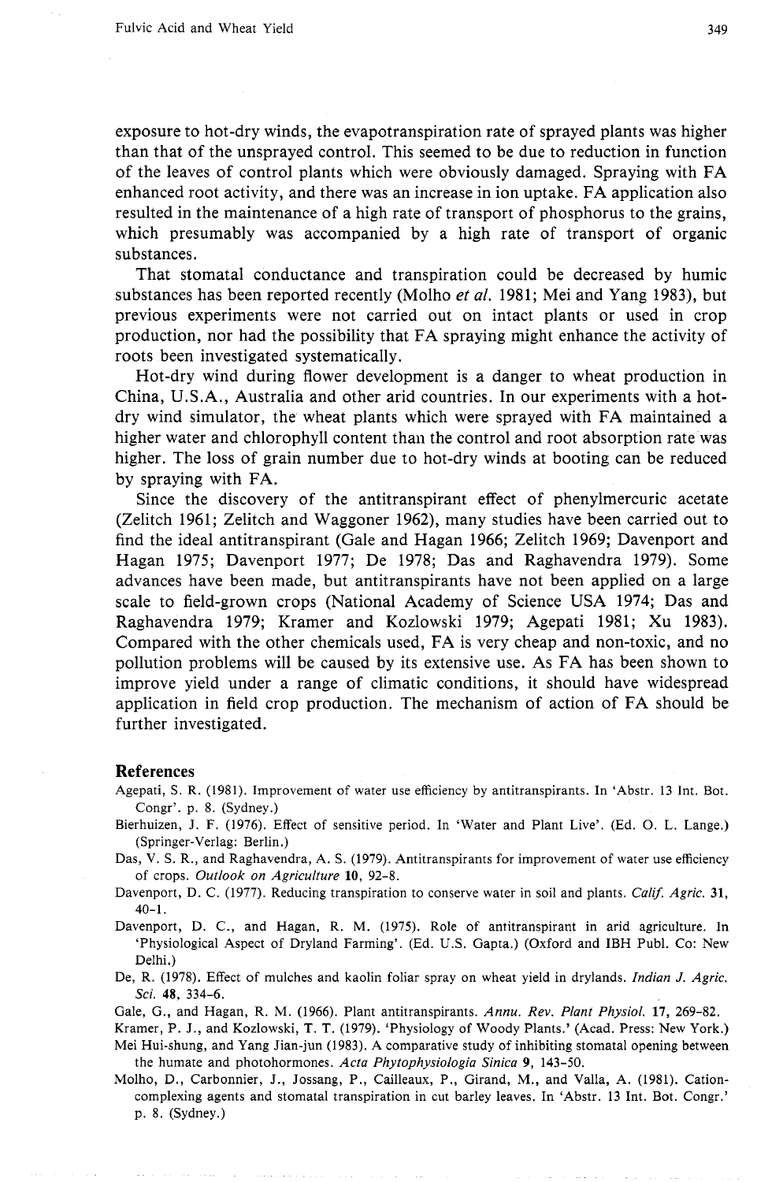exposure to hot-dry winds, the evapotranspiration rate of sprayed plants was higher than that of the unsprayed control. This seemed to be due to reduction in function of the leaves of control plants which were obviously damaged. Spraying with FA enhanced root activity, and there was an increase in ion uptake. FA application also resulted in the maintenance of a high rate of transport of phosphorus to the grains, which presumably was accompanied by a high rate of transport of organic substances.

That stomatal conductance and transpiration could be decreased by humic substances has been reported recently (Molho *et al.* 1981; Mei and Yang 1983), but previous experiments were not carried out on intact plants or used in crop production, nor had the possibility that FA spraying might enhance the activity of roots been investigated systematically.

Hot-dry wind during flower development is a danger to wheat production in China, U.S.A., Australia and other arid countries. In our experiments with a hot-dry wind simulator, the wheat plants which were sprayed with FA maintained a higher water and chlorophyll content than the control and root absorption rate was higher. The loss of grain number due to hot-dry winds at booting can be reduced by spraying with FA.

Since the discovery of the antitranspirant effect of phenylmercuric acetate (Zelitch 1961; Zelitch and Waggoner 1962), many studies have been carried out to find the ideal antitranspirant (Gale and Hagan 1966; Zelitch 1969; Davenport and Hagan 1975; Davenport 1977; De 1978; Das and Raghavendra 1979). Some advances have been made, but antitranspirants have not been applied on a large scale to field-grown crops (National Academy of Science USA 1974; Das and Raghavendra 1979; Kramer and Kozlowski 1979; Agepati 1981; Xu 1983). Compared with the other chemicals used, FA is very cheap and non-toxic, and no pollution problems will be caused by its extensive use. As FA has been shown to improve yield under a range of climatic conditions, it should have widespread application in field crop production. The mechanism of action of FA should be further investigated.

## References

Agepati, S. R. (1981). Improvement of water use efficiency by antitranspirants. In 'Abstr. 13 Int. Bot. Congr'. p. 8. (Sydney.)

Bierhuizen, J. F. (1976). Effect of sensitive period. In 'Water and Plant Live'. (Ed. O. L. Lange.) (Springer-Verlag: Berlin.)

Das, V. S. R., and Raghavendra, A. S. (1979). Antitranspirants for improvement of water use efficiency of crops. *Outlook on Agriculture* **10**, 92–8.

Davenport, D. C. (1977). Reducing transpiration to conserve water in soil and plants. *Calif. Agric.* **31**, 40–1.

Davenport, D. C., and Hagan, R. M. (1975). Role of antitranspirant in arid agriculture. In 'Physiological Aspect of Dryland Farming'. (Ed. U.S. Gapta.) (Oxford and IBH Publ. Co: New Delhi.)

De, R. (1978). Effect of mulches and kaolin foliar spray on wheat yield in drylands. *Indian J. Agric. Sci.* **48**, 334–6.

Gale, G., and Hagan, R. M. (1966). Plant antitranspirants. *Annu. Rev. Plant Physiol.* **17**, 269–82.

Kramer, P. J., and Kozlowski, T. T. (1979). 'Physiology of Woody Plants.' (Acad. Press: New York.)

Mei Hui-shung, and Yang Jian-jun (1983). A comparative study of inhibiting stomatal opening between the humate and photohormones. *Acta Phytophysiologia Sinica* **9**, 143–50.

Molho, D., Carbonnier, J., Jossang, P., Cailleaux, P., Girand, M., and Valla, A. (1981). Cation-complexing agents and stomatal transpiration in cut barley leaves. In 'Abstr. 13 Int. Bot. Congr.' p. 8. (Sydney.)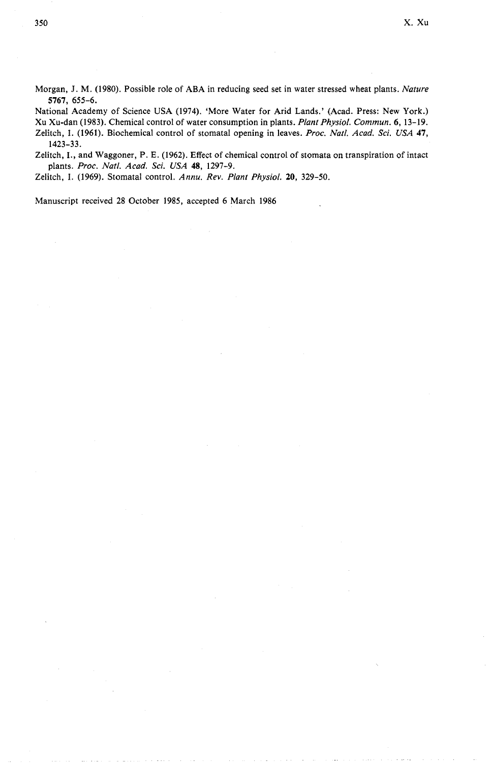Morgan, J. M. (1980). Possible role of ABA in reducing seed set in water stressed wheat plants. *Nature* **5767**, 655–6.

National Academy of Science USA (1974). 'More Water for Arid Lands.' (Acad. Press: New York.)

Xu Xu-dan (1983). Chemical control of water consumption in plants. *Plant Physiol. Commun.* **6**, 13–19.

Zelitch, I. (1961). Biochemical control of stomatal opening in leaves. *Proc. Natl. Acad. Sci. USA* **47**, 1423–33.

Zelitch, I., and Waggoner, P. E. (1962). Effect of chemical control of stomata on transpiration of intact plants. *Proc. Natl. Acad. Sci. USA* **48**, 1297–9.

Zelitch, I. (1969). Stomatal control. *Annu. Rev. Plant Physiol.* **20**, 329–50.

Manuscript received 28 October 1985, accepted 6 March 1986